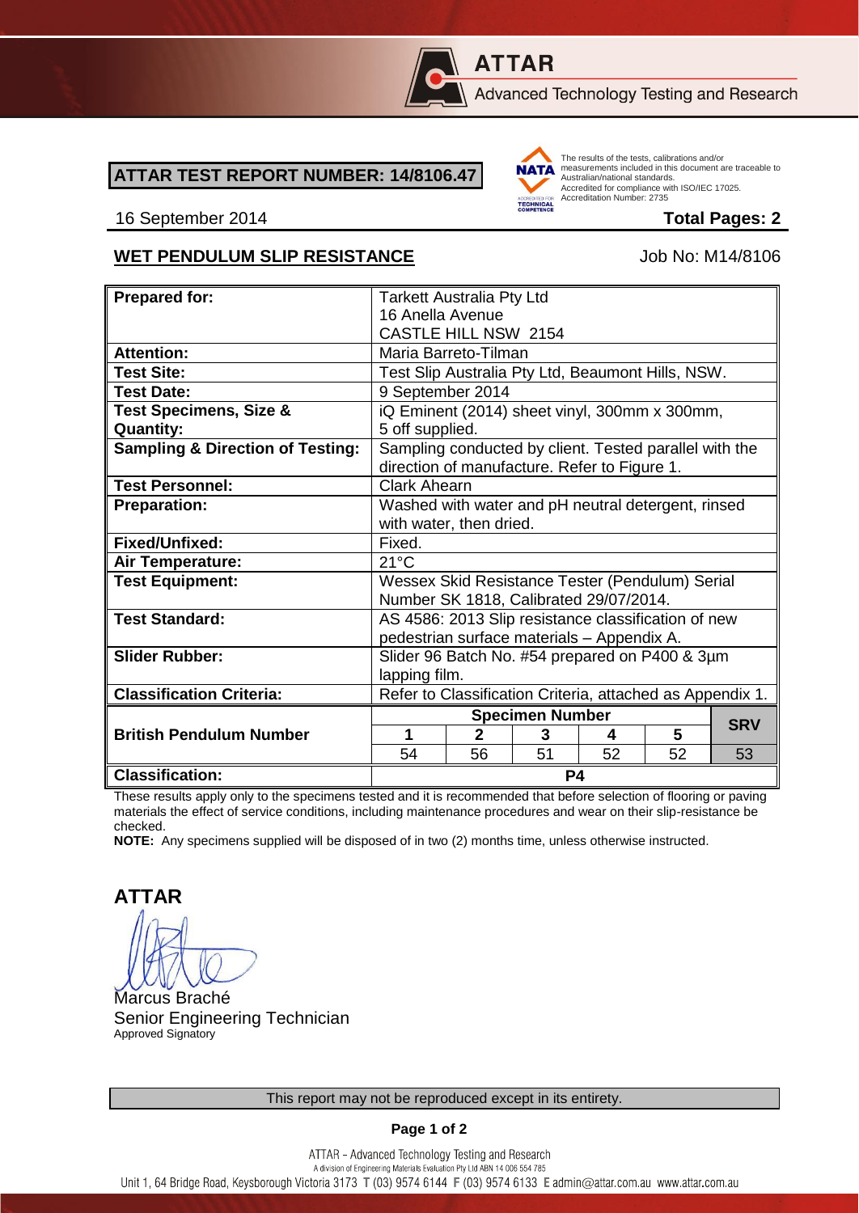**ATTAR**

Advanced Technology Testing and Research

**ATTAR TEST REPORT NUMBER: 14/8106.47**

NATA — The results of the tests, calibrations and/or measurements included in this document are traceable to Australian/national standards. Accredited for compliance with ISO/IEC 17025. Accreditation Number: 2735

16 September 2014 **Total Pages: 2**

**WET PENDULUM SLIP RESISTANCE** Job No: M14/8106

| **Prepared for:** | Tarkett Australia Pty Ltd<br>16 Anella Avenue<br>CASTLE HILL NSW 2154 | | | | | |
|---|---|---|---|---|---|---|
| **Attention:** | Maria Barreto-Tilman | | | | | |
| **Test Site:** | Test Slip Australia Pty Ltd, Beaumont Hills, NSW. | | | | | |
| **Test Date:** | 9 September 2014 | | | | | |
| **Test Specimens, Size & Quantity:** | iQ Eminent (2014) sheet vinyl, 300mm x 300mm, 5 off supplied. | | | | | |
| **Sampling & Direction of Testing:** | Sampling conducted by client. Tested parallel with the direction of manufacture. Refer to Figure 1. | | | | | |
| **Test Personnel:** | Clark Ahearn | | | | | |
| **Preparation:** | Washed with water and pH neutral detergent, rinsed with water, then dried. | | | | | |
| **Fixed/Unfixed:** | Fixed. | | | | | |
| **Air Temperature:** | 21°C | | | | | |
| **Test Equipment:** | Wessex Skid Resistance Tester (Pendulum) Serial Number SK 1818, Calibrated 29/07/2014. | | | | | |
| **Test Standard:** | AS 4586: 2013 Slip resistance classification of new pedestrian surface materials – Appendix A. | | | | | |
| **Slider Rubber:** | Slider 96 Batch No. #54 prepared on P400 & 3µm lapping film. | | | | | |
| **Classification Criteria:** | Refer to Classification Criteria, attached as Appendix 1. | | | | | |
| **British Pendulum Number** | **Specimen Number** | | | | | **SRV** |
| | **1** | **2** | **3** | **4** | **5** | |
| | 54 | 56 | 51 | 52 | 52 | 53 |
| **Classification:** | **P4** | | | | | |

These results apply only to the specimens tested and it is recommended that before selection of flooring or paving materials the effect of service conditions, including maintenance procedures and wear on their slip-resistance be checked.

**NOTE:** Any specimens supplied will be disposed of in two (2) months time, unless otherwise instructed.

**ATTAR**

Marcus Braché
Senior Engineering Technician
Approved Signatory

This report may not be reproduced except in its entirety.

ATTAR – Advanced Technology Testing and Research
A division of Engineering Materials Evaluation Pty Ltd ABN 14 006 554 785
Unit 1, 64 Bridge Road, Keysborough Victoria 3173 T (03) 9574 6144 F (03) 9574 6133 E admin@attar.com.au www.attar.com.au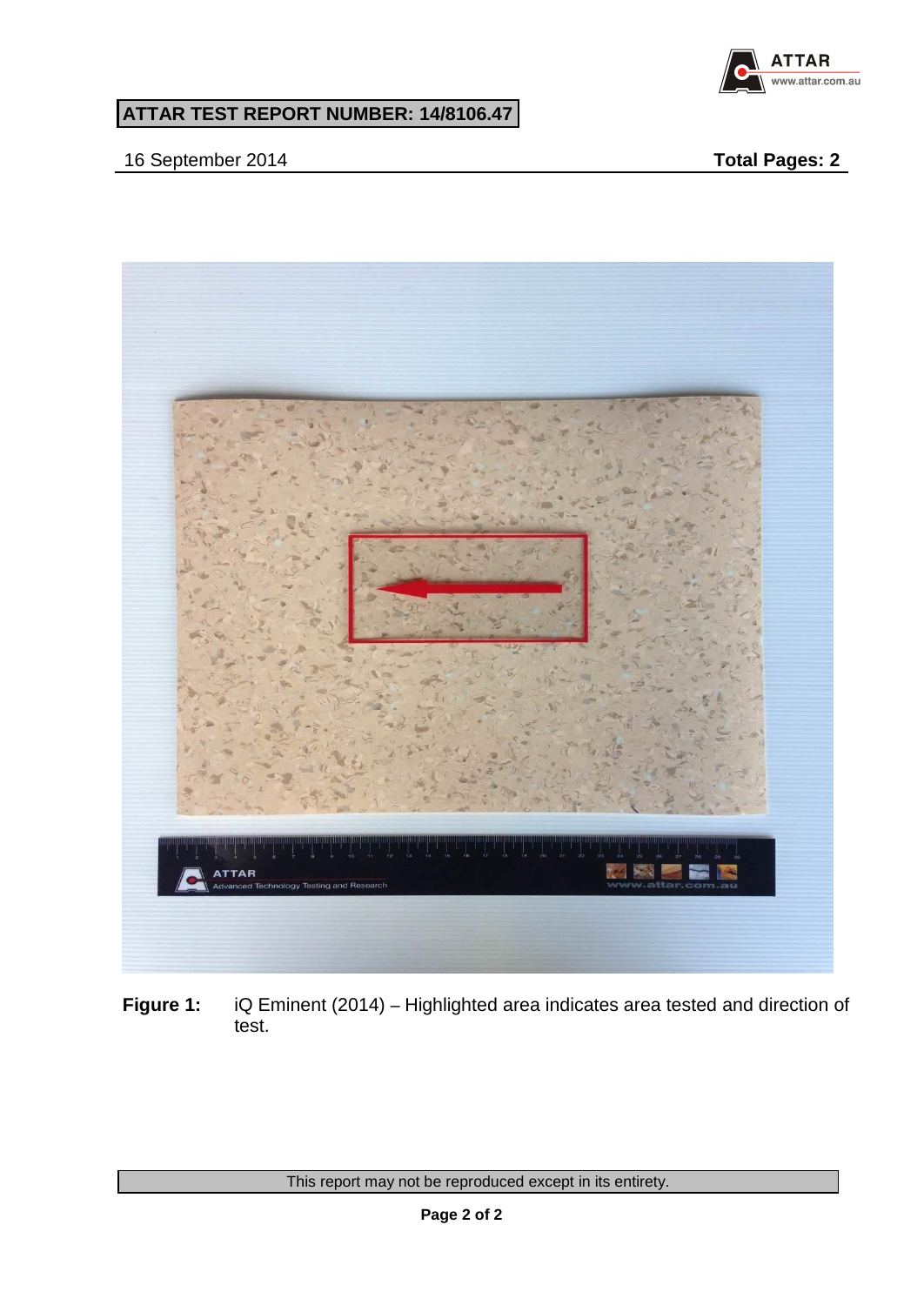**ATTAR TEST REPORT NUMBER: 14/8106.47**

16 September 2014 **Total Pages: 2**

**Figure 1:** iQ Eminent (2014) – Highlighted area indicates area tested and direction of test.

This report may not be reproduced except in its entirety.